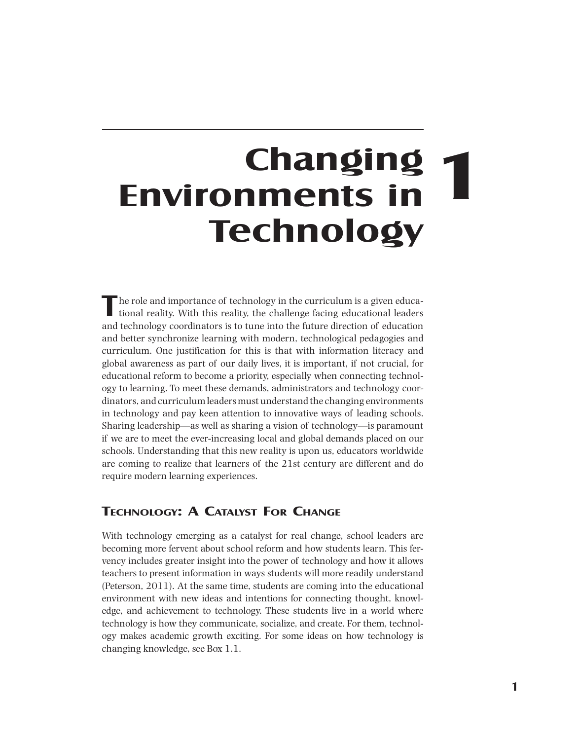# 1 Changing Environments in Technology

The role and importance of technology in the curriculum is a given educational reality. With this reality, the challenge facing educational leaders and technology coordinators is to tune into the future direction of education and better synchronize learning with modern, technological pedagogies and curriculum. One justification for this is that with information literacy and global awareness as part of our daily lives, it is important, if not crucial, for educational reform to become a priority, especially when connecting technology to learning. To meet these demands, administrators and technology coordinators, and curriculum leaders must understand the changing environments in technology and pay keen attention to innovative ways of leading schools. Sharing leadership—as well as sharing a vision of technology—is paramount if we are to meet the ever-increasing local and global demands placed on our schools. Understanding that this new reality is upon us, educators worldwide are coming to realize that learners of the 21st century are different and do require modern learning experiences.

## Technology: A Catalyst For Change

With technology emerging as a catalyst for real change, school leaders are becoming more fervent about school reform and how students learn. This fervency includes greater insight into the power of technology and how it allows teachers to present information in ways students will more readily understand (Peterson, 2011). At the same time, students are coming into the educational environment with new ideas and intentions for connecting thought, knowledge, and achievement to technology. These students live in a world where technology is how they communicate, socialize, and create. For them, technology makes academic growth exciting. For some ideas on how technology is changing knowledge, see Box 1.1.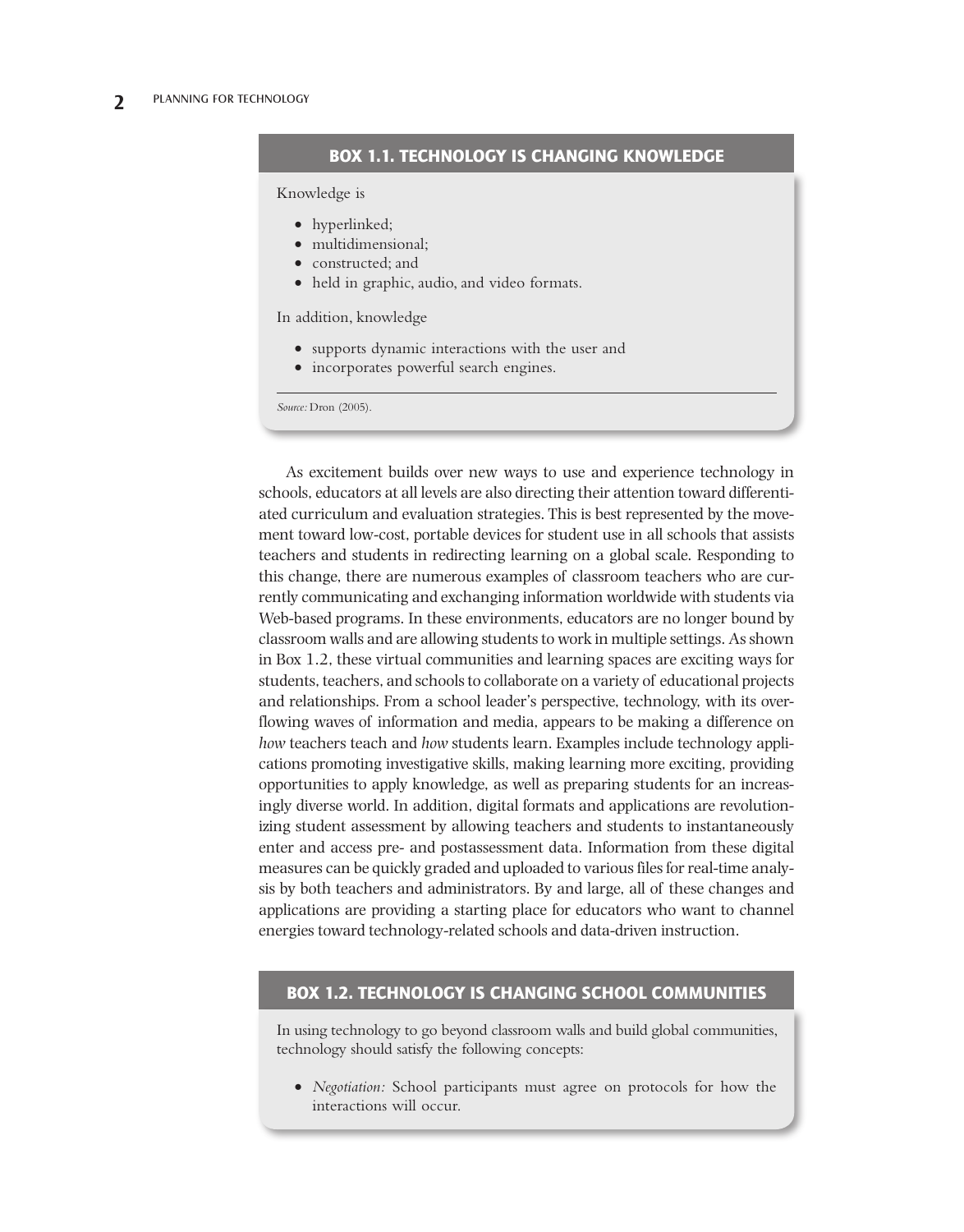### BOX 1.1. TECHNOLOGY IS CHANGING KNOWLEDGE

Knowledge is

- hyperlinked;
- multidimensional;
- constructed; and
- held in graphic, audio, and video formats.

In addition, knowledge

- supports dynamic interactions with the user and
- incorporates powerful search engines.

*Source:* Dron (2005).

As excitement builds over new ways to use and experience technology in schools, educators at all levels are also directing their attention toward differentiated curriculum and evaluation strategies. This is best represented by the movement toward low-cost, portable devices for student use in all schools that assists teachers and students in redirecting learning on a global scale. Responding to this change, there are numerous examples of classroom teachers who are currently communicating and exchanging information worldwide with students via Web-based programs. In these environments, educators are no longer bound by classroom walls and are allowing students to work in multiple settings. As shown in Box 1.2, these virtual communities and learning spaces are exciting ways for students, teachers, and schools to collaborate on a variety of educational projects and relationships. From a school leader's perspective, technology, with its overflowing waves of information and media, appears to be making a difference on *how* teachers teach and *how* students learn. Examples include technology applications promoting investigative skills, making learning more exciting, providing opportunities to apply knowledge, as well as preparing students for an increasingly diverse world. In addition, digital formats and applications are revolutionizing student assessment by allowing teachers and students to instantaneously enter and access pre- and postassessment data. Information from these digital measures can be quickly graded and uploaded to various files for real-time analysis by both teachers and administrators. By and large, all of these changes and applications are providing a starting place for educators who want to channel energies toward technology-related schools and data-driven instruction.

### BOX 1.2. TECHNOLOGY IS CHANGING SCHOOL COMMUNITIES

In using technology to go beyond classroom walls and build global communities, technology should satisfy the following concepts:

- *Negotiation:* School participants must agree on protocols for how the interactions will occur.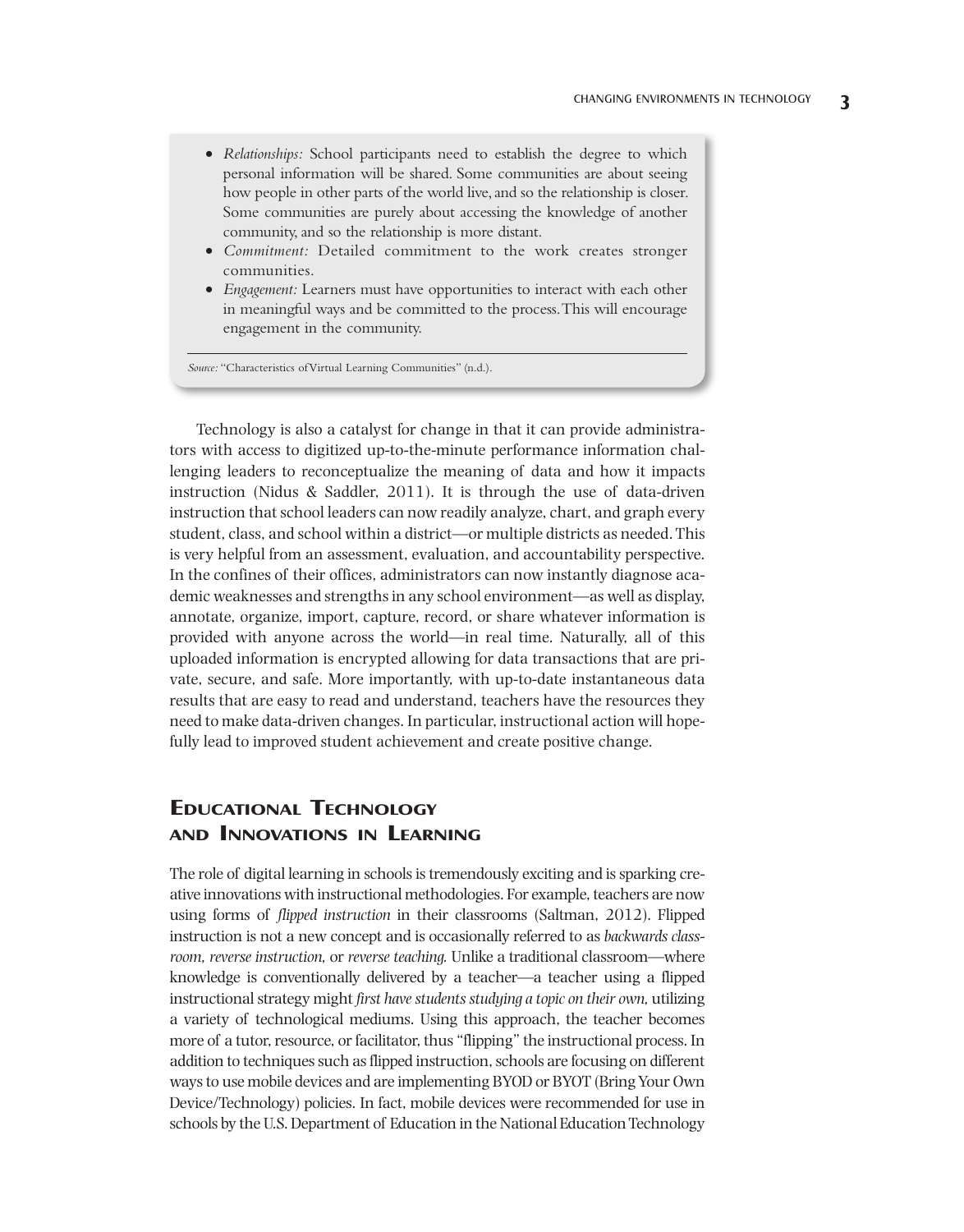- *Relationships:* School participants need to establish the degree to which personal information will be shared. Some communities are about seeing how people in other parts of the world live, and so the relationship is closer. Some communities are purely about accessing the knowledge of another community, and so the relationship is more distant.
- *Commitment:* Detailed commitment to the work creates stronger communities.
- *Engagement:* Learners must have opportunities to interact with each other in meaningful ways and be committed to the process. This will encourage engagement in the community.

*Source:* "Characteristics of Virtual Learning Communities" (n.d.).

Technology is also a catalyst for change in that it can provide administrators with access to digitized up-to-the-minute performance information challenging leaders to reconceptualize the meaning of data and how it impacts instruction (Nidus & Saddler, 2011). It is through the use of data-driven instruction that school leaders can now readily analyze, chart, and graph every student, class, and school within a district—or multiple districts as needed. This is very helpful from an assessment, evaluation, and accountability perspective. In the confines of their offices, administrators can now instantly diagnose academic weaknesses and strengths in any school environment—as well as display, annotate, organize, import, capture, record, or share whatever information is provided with anyone across the world—in real time. Naturally, all of this uploaded information is encrypted allowing for data transactions that are private, secure, and safe. More importantly, with up-to-date instantaneous data results that are easy to read and understand, teachers have the resources they need to make data-driven changes. In particular, instructional action will hopefully lead to improved student achievement and create positive change.

## Educational Technology and Innovations in Learning

The role of digital learning in schools is tremendously exciting and is sparking creative innovations with instructional methodologies. For example, teachers are now using forms of *flipped instruction* in their classrooms (Saltman, 2012). Flipped instruction is not a new concept and is occasionally referred to as *backwards classroom, reverse instruction,* or *reverse teaching.* Unlike a traditional classroom—where knowledge is conventionally delivered by a teacher—a teacher using a flipped instructional strategy might *first have students studying a topic on their own,* utilizing a variety of technological mediums. Using this approach, the teacher becomes more of a tutor, resource, or facilitator, thus "flipping" the instructional process. In addition to techniques such as flipped instruction, schools are focusing on different ways to use mobile devices and are implementing BYOD or BYOT (Bring Your Own Device/Technology) policies. In fact, mobile devices were recommended for use in schools by the U.S. Department of Education in the National Education Technology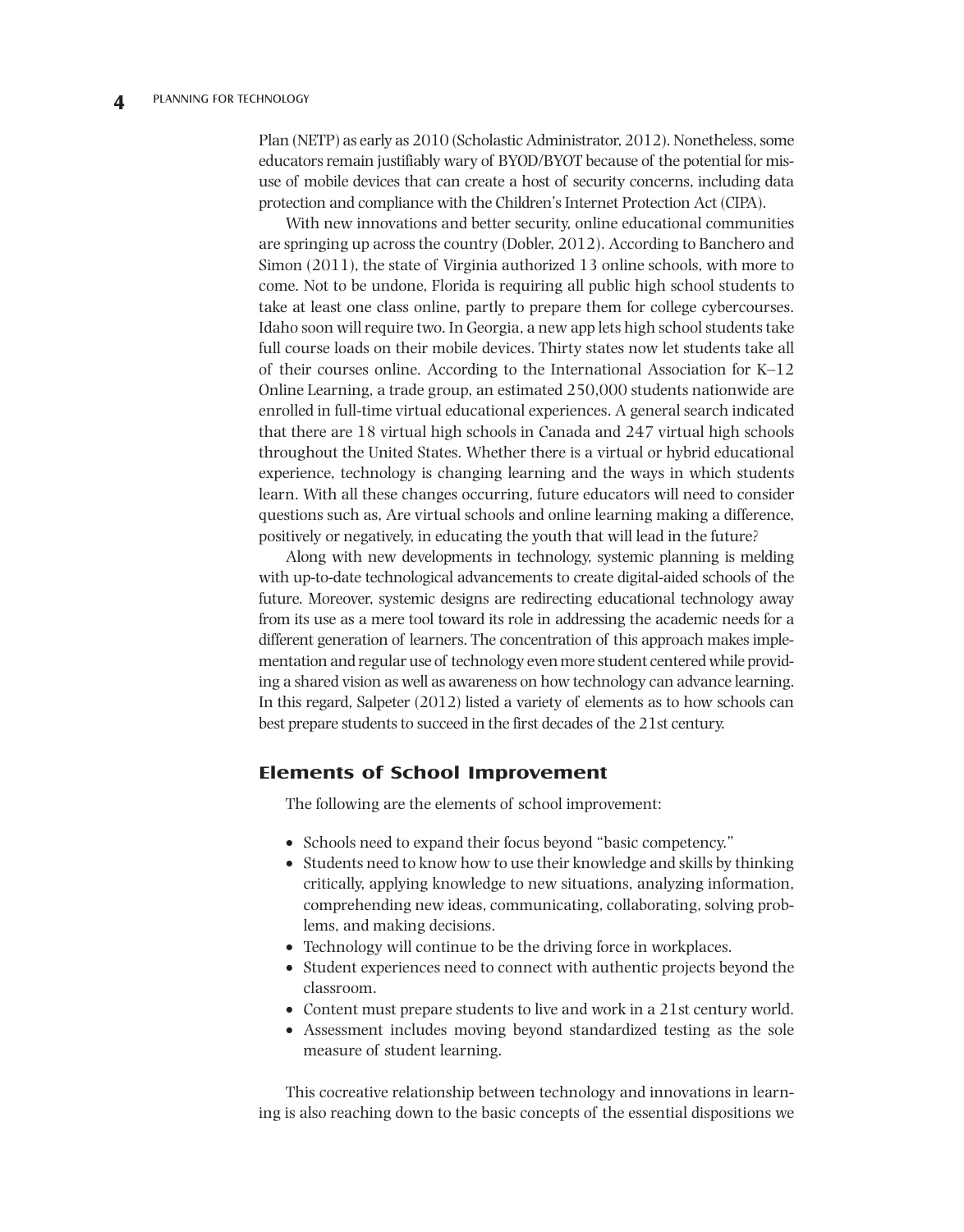Plan (NETP) as early as 2010 (Scholastic Administrator, 2012). Nonetheless, some educators remain justifiably wary of BYOD/BYOT because of the potential for misuse of mobile devices that can create a host of security concerns, including data protection and compliance with the Children's Internet Protection Act (CIPA).

With new innovations and better security, online educational communities are springing up across the country (Dobler, 2012). According to Banchero and Simon (2011), the state of Virginia authorized 13 online schools, with more to come. Not to be undone, Florida is requiring all public high school students to take at least one class online, partly to prepare them for college cybercourses. Idaho soon will require two. In Georgia, a new app lets high school students take full course loads on their mobile devices. Thirty states now let students take all of their courses online. According to the International Association for K–12 Online Learning, a trade group, an estimated 250,000 students nationwide are enrolled in full-time virtual educational experiences. A general search indicated that there are 18 virtual high schools in Canada and 247 virtual high schools throughout the United States. Whether there is a virtual or hybrid educational experience, technology is changing learning and the ways in which students learn. With all these changes occurring, future educators will need to consider questions such as, Are virtual schools and online learning making a difference, positively or negatively, in educating the youth that will lead in the future?

Along with new developments in technology, systemic planning is melding with up-to-date technological advancements to create digital-aided schools of the future. Moreover, systemic designs are redirecting educational technology away from its use as a mere tool toward its role in addressing the academic needs for a different generation of learners. The concentration of this approach makes implementation and regular use of technology even more student centered while providing a shared vision as well as awareness on how technology can advance learning. In this regard, Salpeter (2012) listed a variety of elements as to how schools can best prepare students to succeed in the first decades of the 21st century.

## Elements of School Improvement

The following are the elements of school improvement:

- Schools need to expand their focus beyond "basic competency."
- Students need to know how to use their knowledge and skills by thinking critically, applying knowledge to new situations, analyzing information, comprehending new ideas, communicating, collaborating, solving problems, and making decisions.
- Technology will continue to be the driving force in workplaces.
- Student experiences need to connect with authentic projects beyond the classroom.
- Content must prepare students to live and work in a 21st century world.
- Assessment includes moving beyond standardized testing as the sole measure of student learning.

This cocreative relationship between technology and innovations in learning is also reaching down to the basic concepts of the essential dispositions we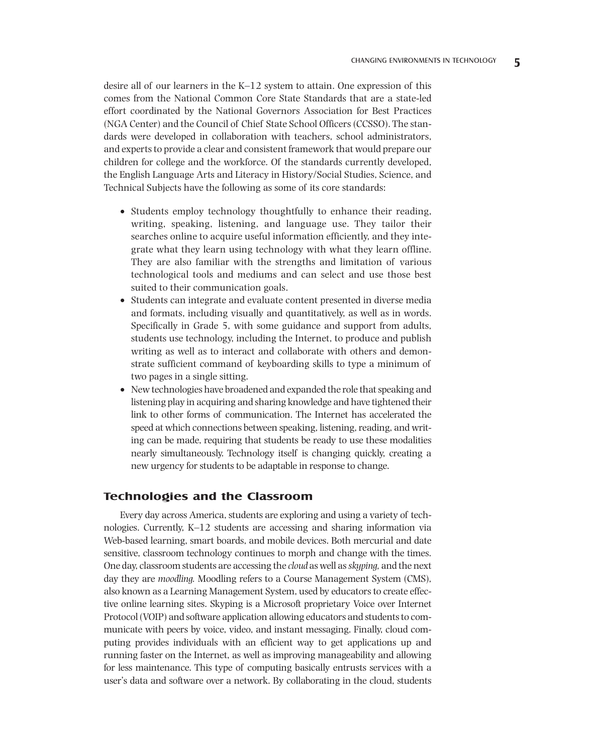desire all of our learners in the K–12 system to attain. One expression of this comes from the National Common Core State Standards that are a state-led effort coordinated by the National Governors Association for Best Practices (NGA Center) and the Council of Chief State School Officers (CCSSO). The standards were developed in collaboration with teachers, school administrators, and experts to provide a clear and consistent framework that would prepare our children for college and the workforce. Of the standards currently developed, the English Language Arts and Literacy in History/Social Studies, Science, and Technical Subjects have the following as some of its core standards:

- Students employ technology thoughtfully to enhance their reading, writing, speaking, listening, and language use. They tailor their searches online to acquire useful information efficiently, and they integrate what they learn using technology with what they learn offline. They are also familiar with the strengths and limitation of various technological tools and mediums and can select and use those best suited to their communication goals.
- Students can integrate and evaluate content presented in diverse media and formats, including visually and quantitatively, as well as in words. Specifically in Grade 5, with some guidance and support from adults, students use technology, including the Internet, to produce and publish writing as well as to interact and collaborate with others and demonstrate sufficient command of keyboarding skills to type a minimum of two pages in a single sitting.
- New technologies have broadened and expanded the role that speaking and listening play in acquiring and sharing knowledge and have tightened their link to other forms of communication. The Internet has accelerated the speed at which connections between speaking, listening, reading, and writing can be made, requiring that students be ready to use these modalities nearly simultaneously. Technology itself is changing quickly, creating a new urgency for students to be adaptable in response to change.

## Technologies and the Classroom

Every day across America, students are exploring and using a variety of technologies. Currently, K–12 students are accessing and sharing information via Web-based learning, smart boards, and mobile devices. Both mercurial and date sensitive, classroom technology continues to morph and change with the times. One day, classroom students are accessing the *cloud* as well as *skyping,* and the next day they are *moodling.* Moodling refers to a Course Management System (CMS), also known as a Learning Management System, used by educators to create effective online learning sites. Skyping is a Microsoft proprietary Voice over Internet Protocol (VOIP) and software application allowing educators and students to communicate with peers by voice, video, and instant messaging. Finally, cloud computing provides individuals with an efficient way to get applications up and running faster on the Internet, as well as improving manageability and allowing for less maintenance. This type of computing basically entrusts services with a user's data and software over a network. By collaborating in the cloud, students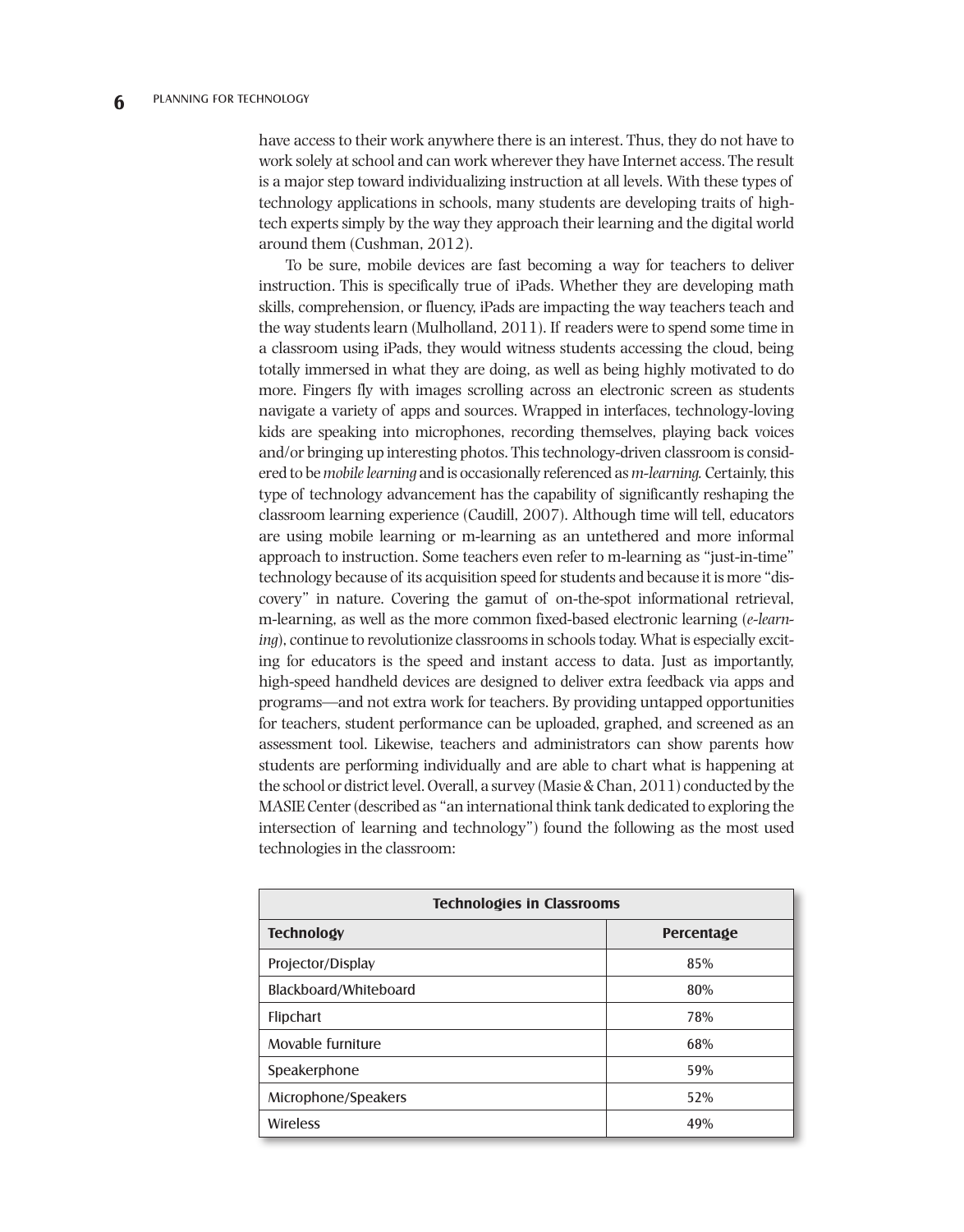have access to their work anywhere there is an interest. Thus, they do not have to work solely at school and can work wherever they have Internet access. The result is a major step toward individualizing instruction at all levels. With these types of technology applications in schools, many students are developing traits of high-tech experts simply by the way they approach their learning and the digital world around them (Cushman, 2012).

To be sure, mobile devices are fast becoming a way for teachers to deliver instruction. This is specifically true of iPads. Whether they are developing math skills, comprehension, or fluency, iPads are impacting the way teachers teach and the way students learn (Mulholland, 2011). If readers were to spend some time in a classroom using iPads, they would witness students accessing the cloud, being totally immersed in what they are doing, as well as being highly motivated to do more. Fingers fly with images scrolling across an electronic screen as students navigate a variety of apps and sources. Wrapped in interfaces, technology-loving kids are speaking into microphones, recording themselves, playing back voices and/or bringing up interesting photos. This technology-driven classroom is considered to be *mobile learning* and is occasionally referenced as *m-learning*. Certainly, this type of technology advancement has the capability of significantly reshaping the classroom learning experience (Caudill, 2007). Although time will tell, educators are using mobile learning or m-learning as an untethered and more informal approach to instruction. Some teachers even refer to m-learning as "just-in-time" technology because of its acquisition speed for students and because it is more "discovery" in nature. Covering the gamut of on-the-spot informational retrieval, m-learning, as well as the more common fixed-based electronic learning (*e-learning*), continue to revolutionize classrooms in schools today. What is especially exciting for educators is the speed and instant access to data. Just as importantly, high-speed handheld devices are designed to deliver extra feedback via apps and programs—and not extra work for teachers. By providing untapped opportunities for teachers, student performance can be uploaded, graphed, and screened as an assessment tool. Likewise, teachers and administrators can show parents how students are performing individually and are able to chart what is happening at the school or district level. Overall, a survey (Masie & Chan, 2011) conducted by the MASIE Center (described as "an international think tank dedicated to exploring the intersection of learning and technology") found the following as the most used technologies in the classroom:

| **Technologies in Classrooms** | |
|---|---|
| **Technology** | **Percentage** |
| Projector/Display | 85% |
| Blackboard/Whiteboard | 80% |
| Flipchart | 78% |
| Movable furniture | 68% |
| Speakerphone | 59% |
| Microphone/Speakers | 52% |
| Wireless | 49% |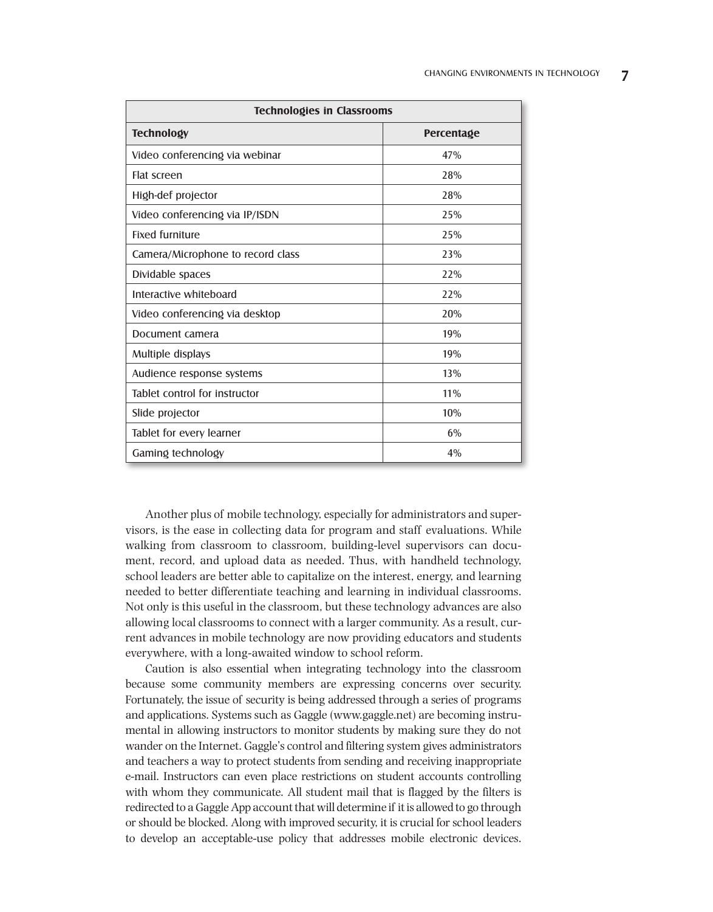| Technologies in Classrooms | |
|---|---|
| **Technology** | **Percentage** |
| Video conferencing via webinar | 47% |
| Flat screen | 28% |
| High-def projector | 28% |
| Video conferencing via IP/ISDN | 25% |
| Fixed furniture | 25% |
| Camera/Microphone to record class | 23% |
| Dividable spaces | 22% |
| Interactive whiteboard | 22% |
| Video conferencing via desktop | 20% |
| Document camera | 19% |
| Multiple displays | 19% |
| Audience response systems | 13% |
| Tablet control for instructor | 11% |
| Slide projector | 10% |
| Tablet for every learner | 6% |
| Gaming technology | 4% |

Another plus of mobile technology, especially for administrators and supervisors, is the ease in collecting data for program and staff evaluations. While walking from classroom to classroom, building-level supervisors can document, record, and upload data as needed. Thus, with handheld technology, school leaders are better able to capitalize on the interest, energy, and learning needed to better differentiate teaching and learning in individual classrooms. Not only is this useful in the classroom, but these technology advances are also allowing local classrooms to connect with a larger community. As a result, current advances in mobile technology are now providing educators and students everywhere, with a long-awaited window to school reform.

Caution is also essential when integrating technology into the classroom because some community members are expressing concerns over security. Fortunately, the issue of security is being addressed through a series of programs and applications. Systems such as Gaggle (www.gaggle.net) are becoming instrumental in allowing instructors to monitor students by making sure they do not wander on the Internet. Gaggle's control and filtering system gives administrators and teachers a way to protect students from sending and receiving inappropriate e-mail. Instructors can even place restrictions on student accounts controlling with whom they communicate. All student mail that is flagged by the filters is redirected to a Gaggle App account that will determine if it is allowed to go through or should be blocked. Along with improved security, it is crucial for school leaders to develop an acceptable-use policy that addresses mobile electronic devices.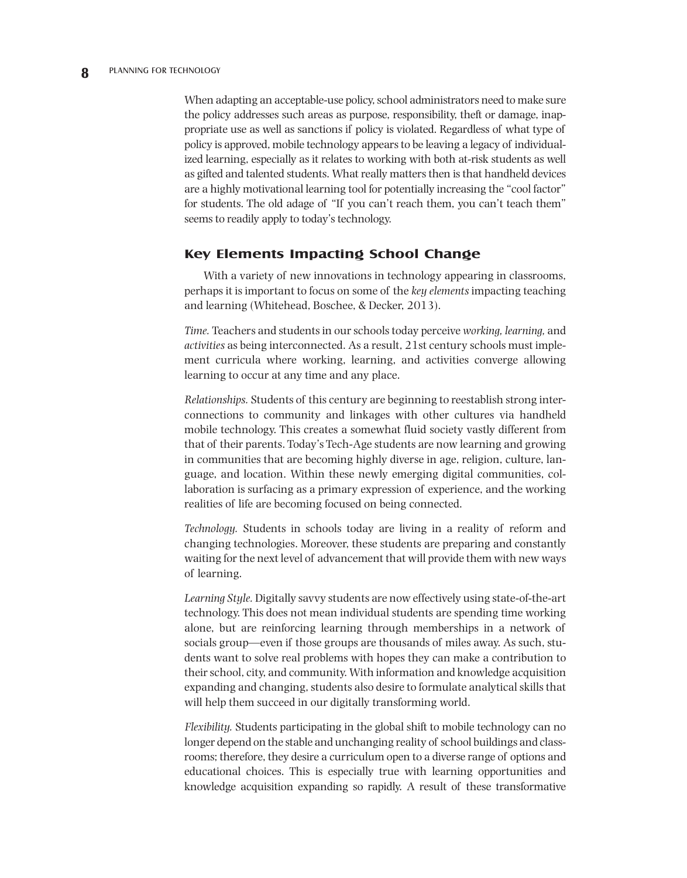When adapting an acceptable-use policy, school administrators need to make sure the policy addresses such areas as purpose, responsibility, theft or damage, inappropriate use as well as sanctions if policy is violated. Regardless of what type of policy is approved, mobile technology appears to be leaving a legacy of individualized learning, especially as it relates to working with both at-risk students as well as gifted and talented students. What really matters then is that handheld devices are a highly motivational learning tool for potentially increasing the "cool factor" for students. The old adage of "If you can't reach them, you can't teach them" seems to readily apply to today's technology.

## Key Elements Impacting School Change

With a variety of new innovations in technology appearing in classrooms, perhaps it is important to focus on some of the *key elements* impacting teaching and learning (Whitehead, Boschee, & Decker, 2013).

*Time.* Teachers and students in our schools today perceive *working, learning,* and *activities* as being interconnected. As a result, 21st century schools must implement curricula where working, learning, and activities converge allowing learning to occur at any time and any place.

*Relationships.* Students of this century are beginning to reestablish strong interconnections to community and linkages with other cultures via handheld mobile technology. This creates a somewhat fluid society vastly different from that of their parents. Today's Tech-Age students are now learning and growing in communities that are becoming highly diverse in age, religion, culture, language, and location. Within these newly emerging digital communities, collaboration is surfacing as a primary expression of experience, and the working realities of life are becoming focused on being connected.

*Technology.* Students in schools today are living in a reality of reform and changing technologies. Moreover, these students are preparing and constantly waiting for the next level of advancement that will provide them with new ways of learning.

*Learning Style.* Digitally savvy students are now effectively using state-of-the-art technology. This does not mean individual students are spending time working alone, but are reinforcing learning through memberships in a network of socials group—even if those groups are thousands of miles away. As such, students want to solve real problems with hopes they can make a contribution to their school, city, and community. With information and knowledge acquisition expanding and changing, students also desire to formulate analytical skills that will help them succeed in our digitally transforming world.

*Flexibility.* Students participating in the global shift to mobile technology can no longer depend on the stable and unchanging reality of school buildings and classrooms; therefore, they desire a curriculum open to a diverse range of options and educational choices. This is especially true with learning opportunities and knowledge acquisition expanding so rapidly. A result of these transformative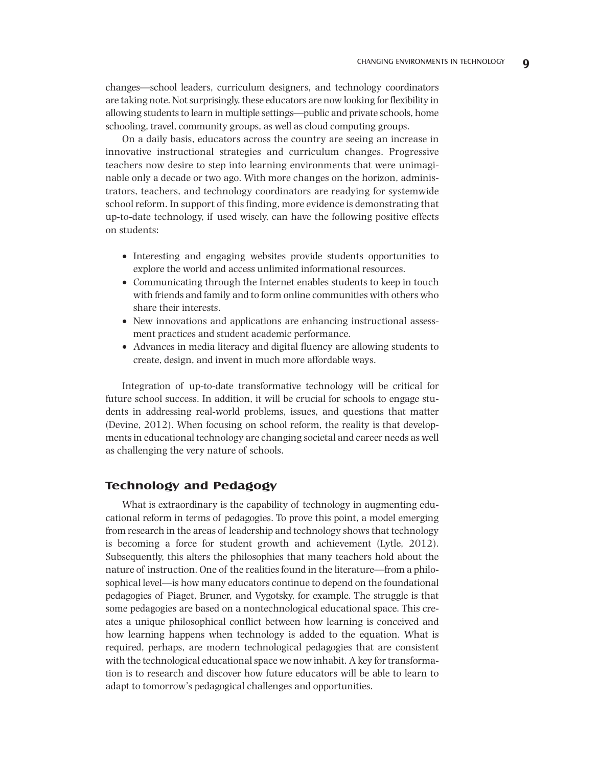changes—school leaders, curriculum designers, and technology coordinators are taking note. Not surprisingly, these educators are now looking for flexibility in allowing students to learn in multiple settings—public and private schools, home schooling, travel, community groups, as well as cloud computing groups.

On a daily basis, educators across the country are seeing an increase in innovative instructional strategies and curriculum changes. Progressive teachers now desire to step into learning environments that were unimaginable only a decade or two ago. With more changes on the horizon, administrators, teachers, and technology coordinators are readying for systemwide school reform. In support of this finding, more evidence is demonstrating that up-to-date technology, if used wisely, can have the following positive effects on students:

- Interesting and engaging websites provide students opportunities to explore the world and access unlimited informational resources.
- Communicating through the Internet enables students to keep in touch with friends and family and to form online communities with others who share their interests.
- New innovations and applications are enhancing instructional assessment practices and student academic performance.
- Advances in media literacy and digital fluency are allowing students to create, design, and invent in much more affordable ways.

Integration of up-to-date transformative technology will be critical for future school success. In addition, it will be crucial for schools to engage students in addressing real-world problems, issues, and questions that matter (Devine, 2012). When focusing on school reform, the reality is that developments in educational technology are changing societal and career needs as well as challenging the very nature of schools.

## Technology and Pedagogy

What is extraordinary is the capability of technology in augmenting educational reform in terms of pedagogies. To prove this point, a model emerging from research in the areas of leadership and technology shows that technology is becoming a force for student growth and achievement (Lytle, 2012). Subsequently, this alters the philosophies that many teachers hold about the nature of instruction. One of the realities found in the literature—from a philosophical level—is how many educators continue to depend on the foundational pedagogies of Piaget, Bruner, and Vygotsky, for example. The struggle is that some pedagogies are based on a nontechnological educational space. This creates a unique philosophical conflict between how learning is conceived and how learning happens when technology is added to the equation. What is required, perhaps, are modern technological pedagogies that are consistent with the technological educational space we now inhabit. A key for transformation is to research and discover how future educators will be able to learn to adapt to tomorrow's pedagogical challenges and opportunities.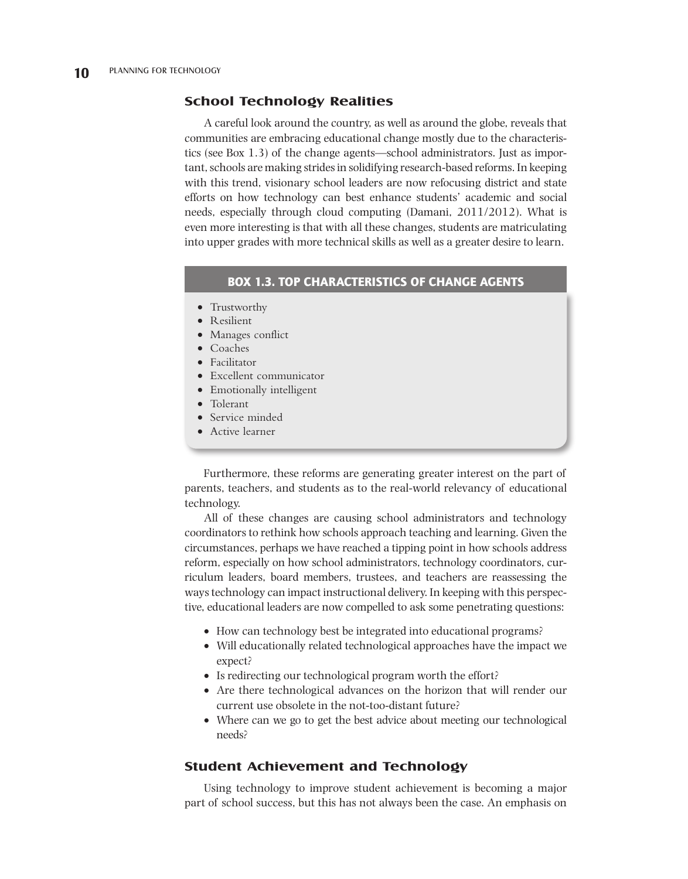## School Technology Realities

A careful look around the country, as well as around the globe, reveals that communities are embracing educational change mostly due to the characteristics (see Box 1.3) of the change agents—school administrators. Just as important, schools are making strides in solidifying research-based reforms. In keeping with this trend, visionary school leaders are now refocusing district and state efforts on how technology can best enhance students' academic and social needs, especially through cloud computing (Damani, 2011/2012). What is even more interesting is that with all these changes, students are matriculating into upper grades with more technical skills as well as a greater desire to learn.

> **BOX 1.3. TOP CHARACTERISTICS OF CHANGE AGENTS**
>
> - Trustworthy
> - Resilient
> - Manages conflict
> - Coaches
> - Facilitator
> - Excellent communicator
> - Emotionally intelligent
> - Tolerant
> - Service minded
> - Active learner

Furthermore, these reforms are generating greater interest on the part of parents, teachers, and students as to the real-world relevancy of educational technology.

All of these changes are causing school administrators and technology coordinators to rethink how schools approach teaching and learning. Given the circumstances, perhaps we have reached a tipping point in how schools address reform, especially on how school administrators, technology coordinators, curriculum leaders, board members, trustees, and teachers are reassessing the ways technology can impact instructional delivery. In keeping with this perspective, educational leaders are now compelled to ask some penetrating questions:

- How can technology best be integrated into educational programs?
- Will educationally related technological approaches have the impact we expect?
- Is redirecting our technological program worth the effort?
- Are there technological advances on the horizon that will render our current use obsolete in the not-too-distant future?
- Where can we go to get the best advice about meeting our technological needs?

## Student Achievement and Technology

Using technology to improve student achievement is becoming a major part of school success, but this has not always been the case. An emphasis on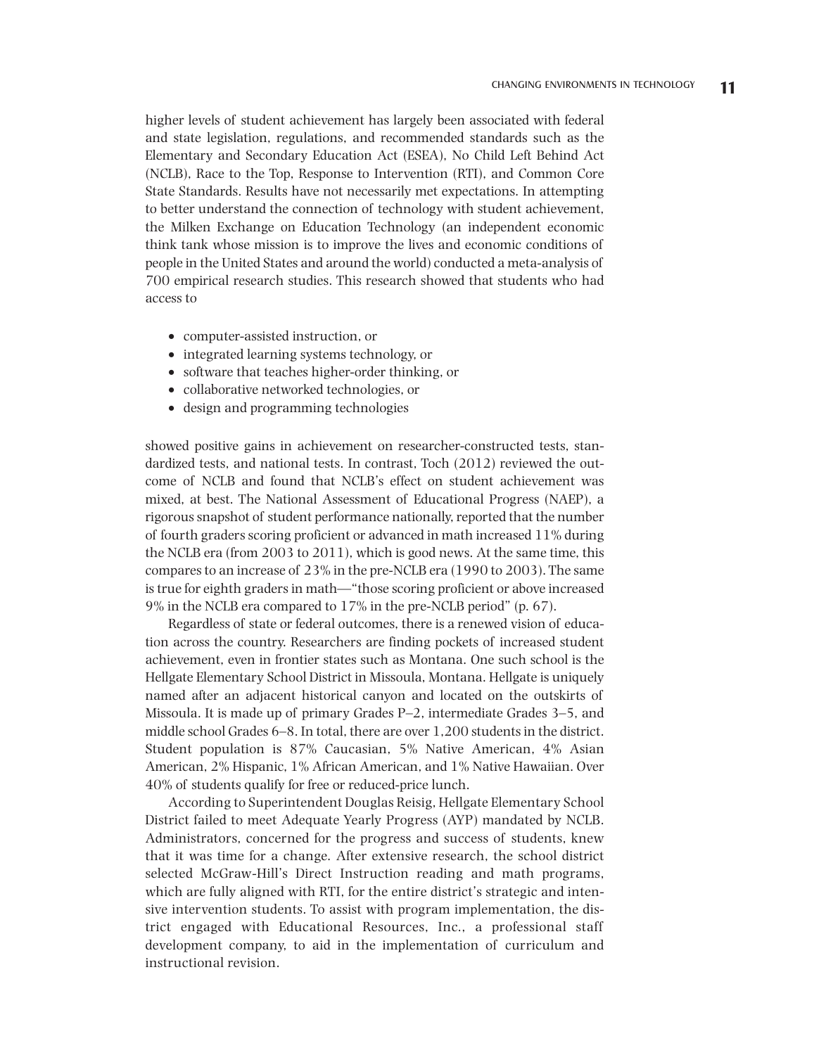higher levels of student achievement has largely been associated with federal and state legislation, regulations, and recommended standards such as the Elementary and Secondary Education Act (ESEA), No Child Left Behind Act (NCLB), Race to the Top, Response to Intervention (RTI), and Common Core State Standards. Results have not necessarily met expectations. In attempting to better understand the connection of technology with student achievement, the Milken Exchange on Education Technology (an independent economic think tank whose mission is to improve the lives and economic conditions of people in the United States and around the world) conducted a meta-analysis of 700 empirical research studies. This research showed that students who had access to

- computer-assisted instruction, or
- integrated learning systems technology, or
- software that teaches higher-order thinking, or
- collaborative networked technologies, or
- design and programming technologies

showed positive gains in achievement on researcher-constructed tests, standardized tests, and national tests. In contrast, Toch (2012) reviewed the outcome of NCLB and found that NCLB's effect on student achievement was mixed, at best. The National Assessment of Educational Progress (NAEP), a rigorous snapshot of student performance nationally, reported that the number of fourth graders scoring proficient or advanced in math increased 11% during the NCLB era (from 2003 to 2011), which is good news. At the same time, this compares to an increase of 23% in the pre-NCLB era (1990 to 2003). The same is true for eighth graders in math—"those scoring proficient or above increased 9% in the NCLB era compared to 17% in the pre-NCLB period" (p. 67).

Regardless of state or federal outcomes, there is a renewed vision of education across the country. Researchers are finding pockets of increased student achievement, even in frontier states such as Montana. One such school is the Hellgate Elementary School District in Missoula, Montana. Hellgate is uniquely named after an adjacent historical canyon and located on the outskirts of Missoula. It is made up of primary Grades P–2, intermediate Grades 3–5, and middle school Grades 6–8. In total, there are over 1,200 students in the district. Student population is 87% Caucasian, 5% Native American, 4% Asian American, 2% Hispanic, 1% African American, and 1% Native Hawaiian. Over 40% of students qualify for free or reduced-price lunch.

According to Superintendent Douglas Reisig, Hellgate Elementary School District failed to meet Adequate Yearly Progress (AYP) mandated by NCLB. Administrators, concerned for the progress and success of students, knew that it was time for a change. After extensive research, the school district selected McGraw-Hill's Direct Instruction reading and math programs, which are fully aligned with RTI, for the entire district's strategic and intensive intervention students. To assist with program implementation, the district engaged with Educational Resources, Inc., a professional staff development company, to aid in the implementation of curriculum and instructional revision.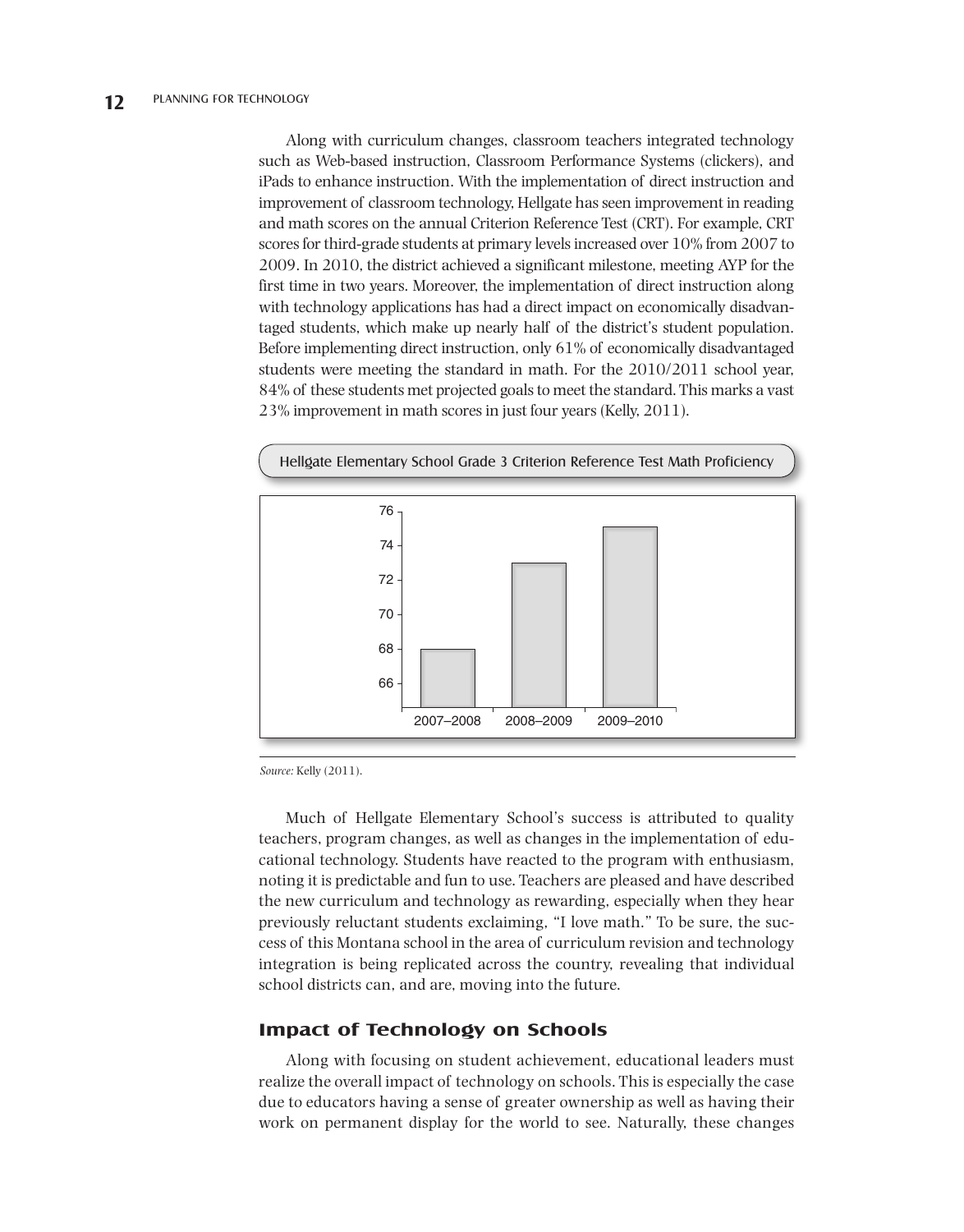Along with curriculum changes, classroom teachers integrated technology such as Web-based instruction, Classroom Performance Systems (clickers), and iPads to enhance instruction. With the implementation of direct instruction and improvement of classroom technology, Hellgate has seen improvement in reading and math scores on the annual Criterion Reference Test (CRT). For example, CRT scores for third-grade students at primary levels increased over 10% from 2007 to 2009. In 2010, the district achieved a significant milestone, meeting AYP for the first time in two years. Moreover, the implementation of direct instruction along with technology applications has had a direct impact on economically disadvantaged students, which make up nearly half of the district's student population. Before implementing direct instruction, only 61% of economically disadvantaged students were meeting the standard in math. For the 2010/2011 school year, 84% of these students met projected goals to meet the standard. This marks a vast 23% improvement in math scores in just four years (Kelly, 2011).

Hellgate Elementary School Grade 3 Criterion Reference Test Math Proficiency

*Source:* Kelly (2011).

Much of Hellgate Elementary School's success is attributed to quality teachers, program changes, as well as changes in the implementation of educational technology. Students have reacted to the program with enthusiasm, noting it is predictable and fun to use. Teachers are pleased and have described the new curriculum and technology as rewarding, especially when they hear previously reluctant students exclaiming, "I love math." To be sure, the success of this Montana school in the area of curriculum revision and technology integration is being replicated across the country, revealing that individual school districts can, and are, moving into the future.

## Impact of Technology on Schools

Along with focusing on student achievement, educational leaders must realize the overall impact of technology on schools. This is especially the case due to educators having a sense of greater ownership as well as having their work on permanent display for the world to see. Naturally, these changes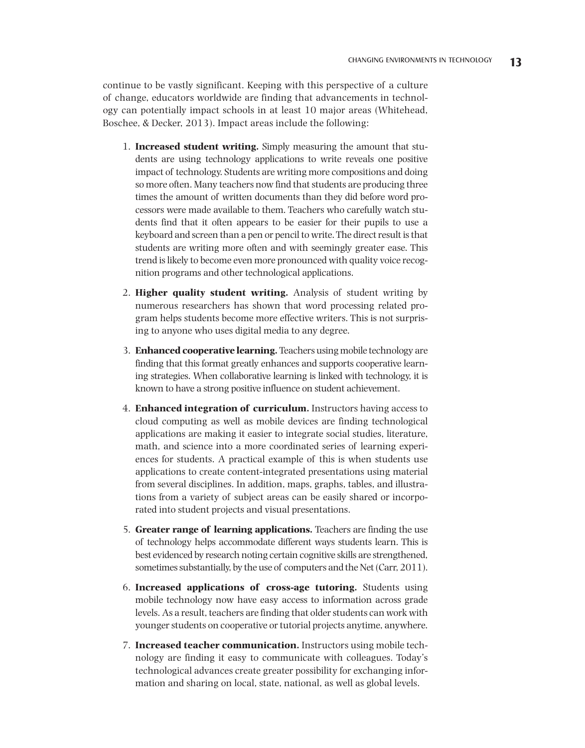continue to be vastly significant. Keeping with this perspective of a culture of change, educators worldwide are finding that advancements in technology can potentially impact schools in at least 10 major areas (Whitehead, Boschee, & Decker, 2013). Impact areas include the following:

1. **Increased student writing.** Simply measuring the amount that students are using technology applications to write reveals one positive impact of technology. Students are writing more compositions and doing so more often. Many teachers now find that students are producing three times the amount of written documents than they did before word processors were made available to them. Teachers who carefully watch students find that it often appears to be easier for their pupils to use a keyboard and screen than a pen or pencil to write. The direct result is that students are writing more often and with seemingly greater ease. This trend is likely to become even more pronounced with quality voice recognition programs and other technological applications.

2. **Higher quality student writing.** Analysis of student writing by numerous researchers has shown that word processing related program helps students become more effective writers. This is not surprising to anyone who uses digital media to any degree.

3. **Enhanced cooperative learning.** Teachers using mobile technology are finding that this format greatly enhances and supports cooperative learning strategies. When collaborative learning is linked with technology, it is known to have a strong positive influence on student achievement.

4. **Enhanced integration of curriculum.** Instructors having access to cloud computing as well as mobile devices are finding technological applications are making it easier to integrate social studies, literature, math, and science into a more coordinated series of learning experiences for students. A practical example of this is when students use applications to create content-integrated presentations using material from several disciplines. In addition, maps, graphs, tables, and illustrations from a variety of subject areas can be easily shared or incorporated into student projects and visual presentations.

5. **Greater range of learning applications.** Teachers are finding the use of technology helps accommodate different ways students learn. This is best evidenced by research noting certain cognitive skills are strengthened, sometimes substantially, by the use of computers and the Net (Carr, 2011).

6. **Increased applications of cross-age tutoring.** Students using mobile technology now have easy access to information across grade levels. As a result, teachers are finding that older students can work with younger students on cooperative or tutorial projects anytime, anywhere.

7. **Increased teacher communication.** Instructors using mobile technology are finding it easy to communicate with colleagues. Today's technological advances create greater possibility for exchanging information and sharing on local, state, national, as well as global levels.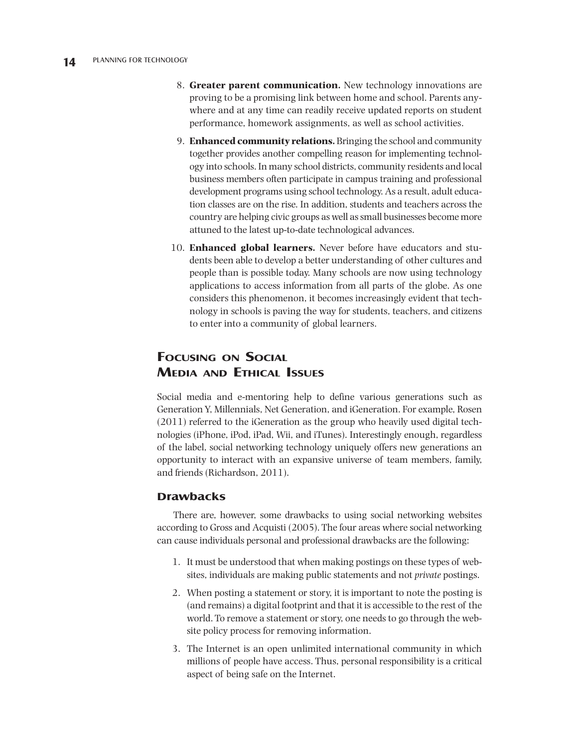8. **Greater parent communication.** New technology innovations are proving to be a promising link between home and school. Parents anywhere and at any time can readily receive updated reports on student performance, homework assignments, as well as school activities.
9. **Enhanced community relations.** Bringing the school and community together provides another compelling reason for implementing technology into schools. In many school districts, community residents and local business members often participate in campus training and professional development programs using school technology. As a result, adult education classes are on the rise. In addition, students and teachers across the country are helping civic groups as well as small businesses become more attuned to the latest up-to-date technological advances.
10. **Enhanced global learners.** Never before have educators and students been able to develop a better understanding of other cultures and people than is possible today. Many schools are now using technology applications to access information from all parts of the globe. As one considers this phenomenon, it becomes increasingly evident that technology in schools is paving the way for students, teachers, and citizens to enter into a community of global learners.

## Focusing on Social Media and Ethical Issues

Social media and e-mentoring help to define various generations such as Generation Y, Millennials, Net Generation, and iGeneration. For example, Rosen (2011) referred to the iGeneration as the group who heavily used digital technologies (iPhone, iPod, iPad, Wii, and iTunes). Interestingly enough, regardless of the label, social networking technology uniquely offers new generations an opportunity to interact with an expansive universe of team members, family, and friends (Richardson, 2011).

### Drawbacks

There are, however, some drawbacks to using social networking websites according to Gross and Acquisti (2005). The four areas where social networking can cause individuals personal and professional drawbacks are the following:

1. It must be understood that when making postings on these types of websites, individuals are making public statements and not *private* postings.
2. When posting a statement or story, it is important to note the posting is (and remains) a digital footprint and that it is accessible to the rest of the world. To remove a statement or story, one needs to go through the website policy process for removing information.
3. The Internet is an open unlimited international community in which millions of people have access. Thus, personal responsibility is a critical aspect of being safe on the Internet.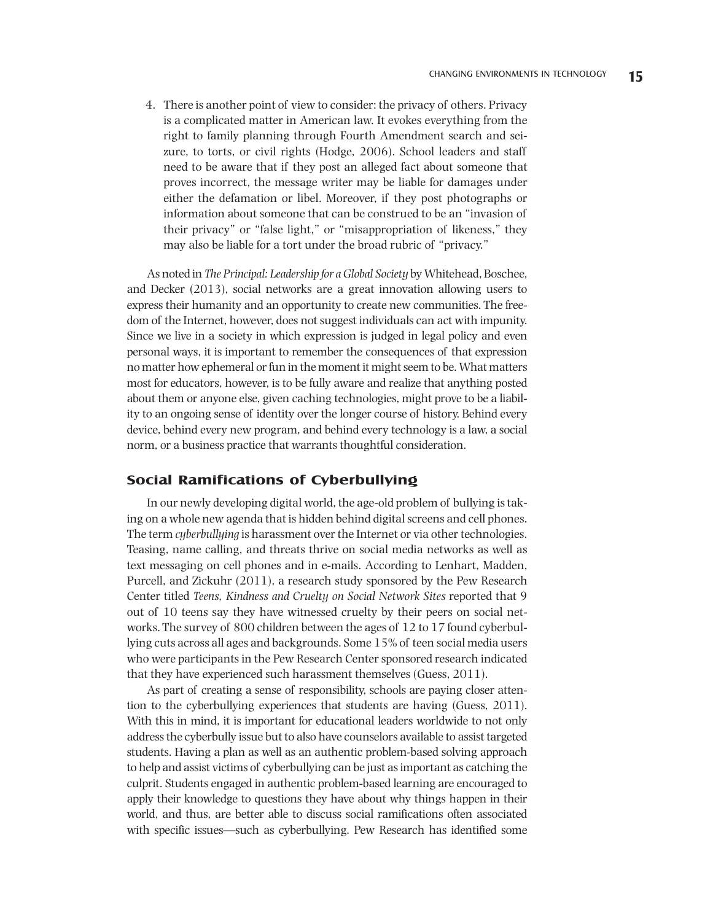4. There is another point of view to consider: the privacy of others. Privacy is a complicated matter in American law. It evokes everything from the right to family planning through Fourth Amendment search and seizure, to torts, or civil rights (Hodge, 2006). School leaders and staff need to be aware that if they post an alleged fact about someone that proves incorrect, the message writer may be liable for damages under either the defamation or libel. Moreover, if they post photographs or information about someone that can be construed to be an "invasion of their privacy" or "false light," or "misappropriation of likeness," they may also be liable for a tort under the broad rubric of "privacy."

As noted in *The Principal: Leadership for a Global Society* by Whitehead, Boschee, and Decker (2013), social networks are a great innovation allowing users to express their humanity and an opportunity to create new communities. The freedom of the Internet, however, does not suggest individuals can act with impunity. Since we live in a society in which expression is judged in legal policy and even personal ways, it is important to remember the consequences of that expression no matter how ephemeral or fun in the moment it might seem to be. What matters most for educators, however, is to be fully aware and realize that anything posted about them or anyone else, given caching technologies, might prove to be a liability to an ongoing sense of identity over the longer course of history. Behind every device, behind every new program, and behind every technology is a law, a social norm, or a business practice that warrants thoughtful consideration.

## Social Ramifications of Cyberbullying

In our newly developing digital world, the age-old problem of bullying is taking on a whole new agenda that is hidden behind digital screens and cell phones. The term *cyberbullying* is harassment over the Internet or via other technologies. Teasing, name calling, and threats thrive on social media networks as well as text messaging on cell phones and in e-mails. According to Lenhart, Madden, Purcell, and Zickuhr (2011), a research study sponsored by the Pew Research Center titled *Teens, Kindness and Cruelty on Social Network Sites* reported that 9 out of 10 teens say they have witnessed cruelty by their peers on social networks. The survey of 800 children between the ages of 12 to 17 found cyberbullying cuts across all ages and backgrounds. Some 15% of teen social media users who were participants in the Pew Research Center sponsored research indicated that they have experienced such harassment themselves (Guess, 2011).

As part of creating a sense of responsibility, schools are paying closer attention to the cyberbullying experiences that students are having (Guess, 2011). With this in mind, it is important for educational leaders worldwide to not only address the cyberbully issue but to also have counselors available to assist targeted students. Having a plan as well as an authentic problem-based solving approach to help and assist victims of cyberbullying can be just as important as catching the culprit. Students engaged in authentic problem-based learning are encouraged to apply their knowledge to questions they have about why things happen in their world, and thus, are better able to discuss social ramifications often associated with specific issues—such as cyberbullying. Pew Research has identified some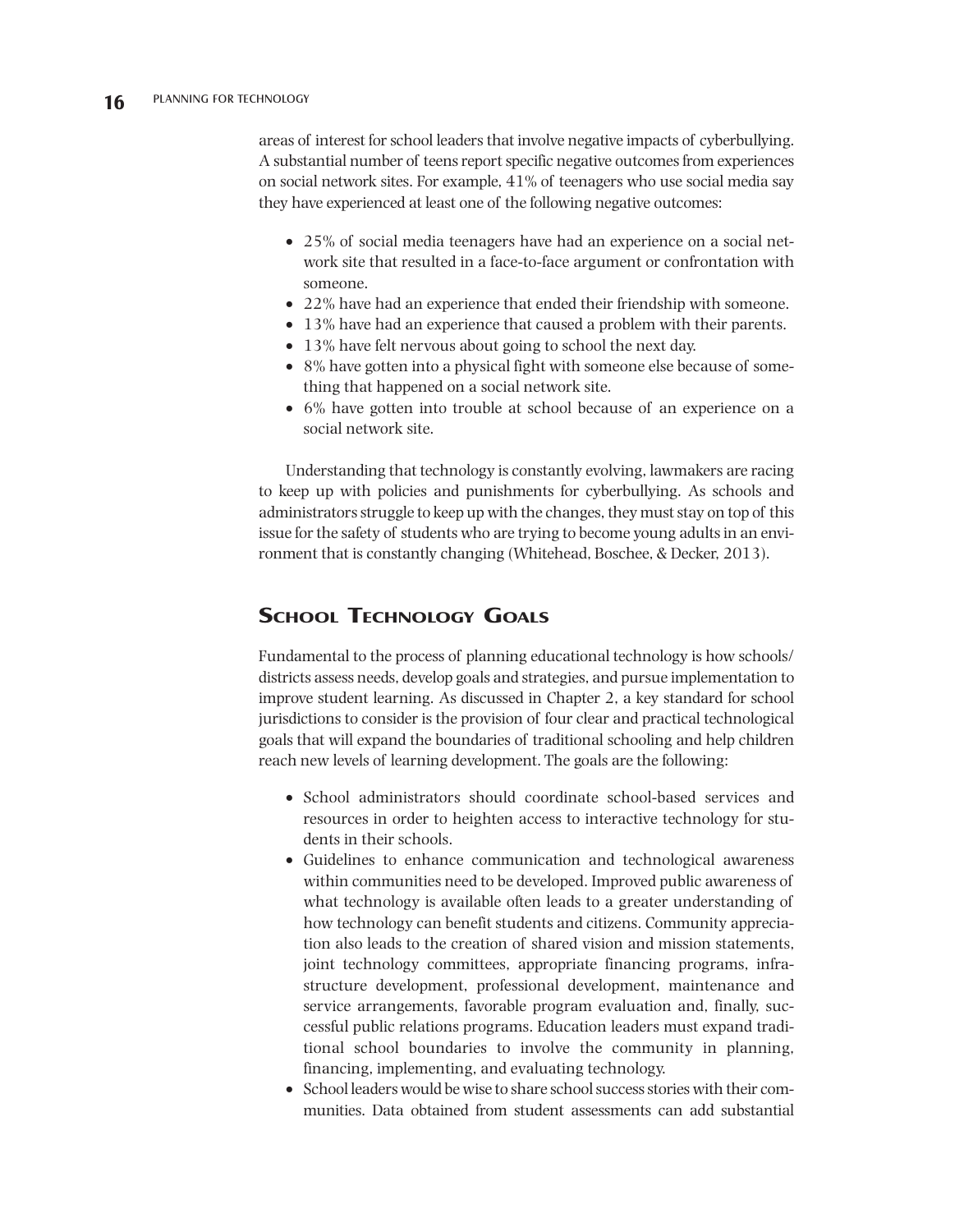areas of interest for school leaders that involve negative impacts of cyberbullying. A substantial number of teens report specific negative outcomes from experiences on social network sites. For example, 41% of teenagers who use social media say they have experienced at least one of the following negative outcomes:

- 25% of social media teenagers have had an experience on a social network site that resulted in a face-to-face argument or confrontation with someone.
- 22% have had an experience that ended their friendship with someone.
- 13% have had an experience that caused a problem with their parents.
- 13% have felt nervous about going to school the next day.
- 8% have gotten into a physical fight with someone else because of something that happened on a social network site.
- 6% have gotten into trouble at school because of an experience on a social network site.

Understanding that technology is constantly evolving, lawmakers are racing to keep up with policies and punishments for cyberbullying. As schools and administrators struggle to keep up with the changes, they must stay on top of this issue for the safety of students who are trying to become young adults in an environment that is constantly changing (Whitehead, Boschee, & Decker, 2013).

## School Technology Goals

Fundamental to the process of planning educational technology is how schools/districts assess needs, develop goals and strategies, and pursue implementation to improve student learning. As discussed in Chapter 2, a key standard for school jurisdictions to consider is the provision of four clear and practical technological goals that will expand the boundaries of traditional schooling and help children reach new levels of learning development. The goals are the following:

- School administrators should coordinate school-based services and resources in order to heighten access to interactive technology for students in their schools.
- Guidelines to enhance communication and technological awareness within communities need to be developed. Improved public awareness of what technology is available often leads to a greater understanding of how technology can benefit students and citizens. Community appreciation also leads to the creation of shared vision and mission statements, joint technology committees, appropriate financing programs, infrastructure development, professional development, maintenance and service arrangements, favorable program evaluation and, finally, successful public relations programs. Education leaders must expand traditional school boundaries to involve the community in planning, financing, implementing, and evaluating technology.
- School leaders would be wise to share school success stories with their communities. Data obtained from student assessments can add substantial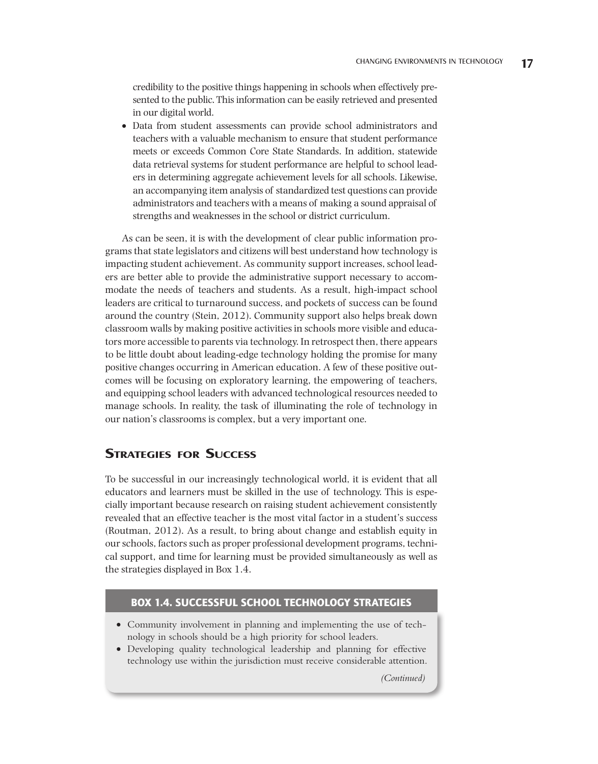credibility to the positive things happening in schools when effectively presented to the public. This information can be easily retrieved and presented in our digital world.

- Data from student assessments can provide school administrators and teachers with a valuable mechanism to ensure that student performance meets or exceeds Common Core State Standards. In addition, statewide data retrieval systems for student performance are helpful to school leaders in determining aggregate achievement levels for all schools. Likewise, an accompanying item analysis of standardized test questions can provide administrators and teachers with a means of making a sound appraisal of strengths and weaknesses in the school or district curriculum.

As can be seen, it is with the development of clear public information programs that state legislators and citizens will best understand how technology is impacting student achievement. As community support increases, school leaders are better able to provide the administrative support necessary to accommodate the needs of teachers and students. As a result, high-impact school leaders are critical to turnaround success, and pockets of success can be found around the country (Stein, 2012). Community support also helps break down classroom walls by making positive activities in schools more visible and educators more accessible to parents via technology. In retrospect then, there appears to be little doubt about leading-edge technology holding the promise for many positive changes occurring in American education. A few of these positive outcomes will be focusing on exploratory learning, the empowering of teachers, and equipping school leaders with advanced technological resources needed to manage schools. In reality, the task of illuminating the role of technology in our nation's classrooms is complex, but a very important one.

## Strategies for Success

To be successful in our increasingly technological world, it is evident that all educators and learners must be skilled in the use of technology. This is especially important because research on raising student achievement consistently revealed that an effective teacher is the most vital factor in a student's success (Routman, 2012). As a result, to bring about change and establish equity in our schools, factors such as proper professional development programs, technical support, and time for learning must be provided simultaneously as well as the strategies displayed in Box 1.4.

### BOX 1.4. SUCCESSFUL SCHOOL TECHNOLOGY STRATEGIES

- Community involvement in planning and implementing the use of technology in schools should be a high priority for school leaders.
- Developing quality technological leadership and planning for effective technology use within the jurisdiction must receive considerable attention.

*(Continued)*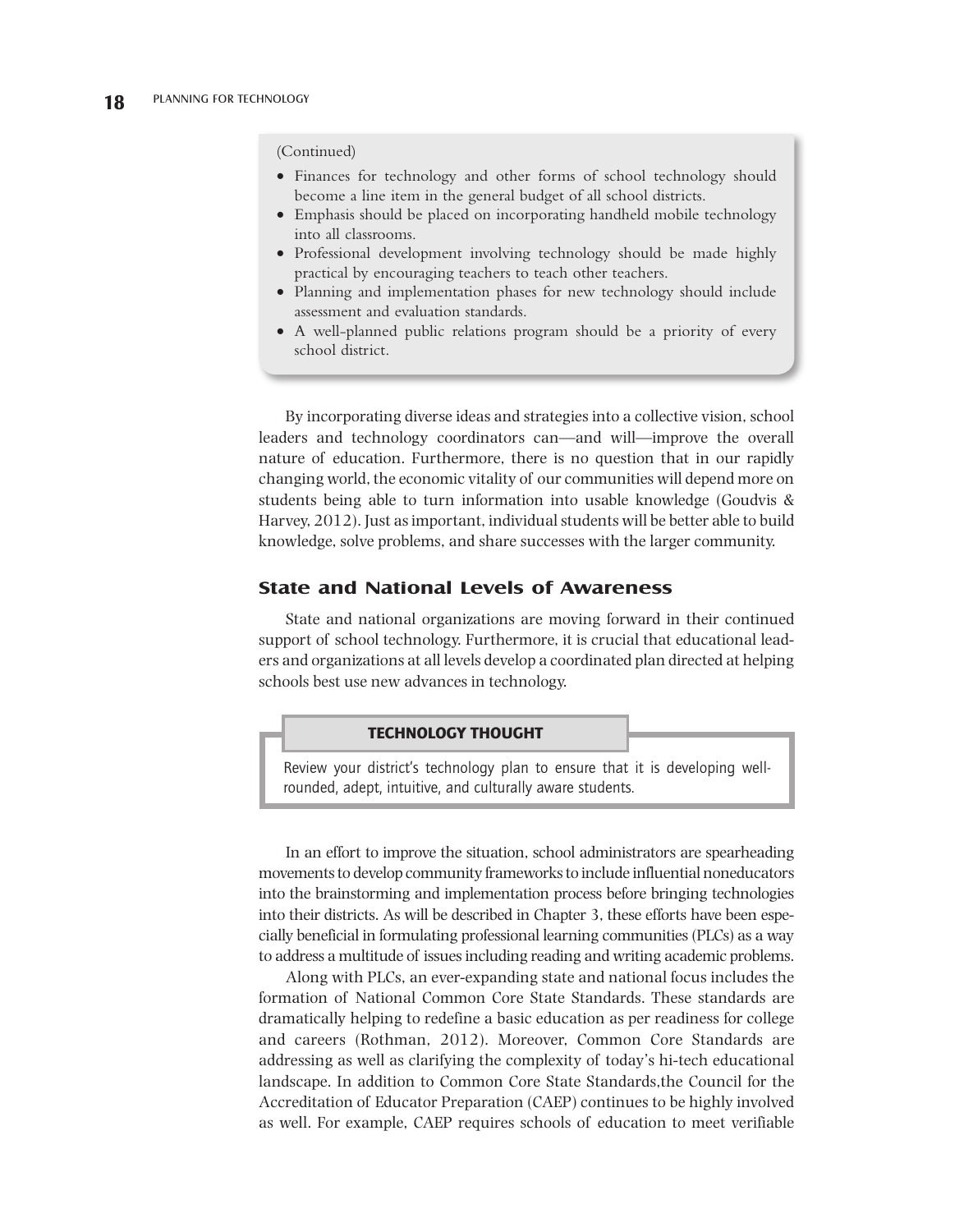(Continued)

- Finances for technology and other forms of school technology should become a line item in the general budget of all school districts.
- Emphasis should be placed on incorporating handheld mobile technology into all classrooms.
- Professional development involving technology should be made highly practical by encouraging teachers to teach other teachers.
- Planning and implementation phases for new technology should include assessment and evaluation standards.
- A well-planned public relations program should be a priority of every school district.

By incorporating diverse ideas and strategies into a collective vision, school leaders and technology coordinators can—and will—improve the overall nature of education. Furthermore, there is no question that in our rapidly changing world, the economic vitality of our communities will depend more on students being able to turn information into usable knowledge (Goudvis & Harvey, 2012). Just as important, individual students will be better able to build knowledge, solve problems, and share successes with the larger community.

## State and National Levels of Awareness

State and national organizations are moving forward in their continued support of school technology. Furthermore, it is crucial that educational leaders and organizations at all levels develop a coordinated plan directed at helping schools best use new advances in technology.

**TECHNOLOGY THOUGHT**

Review your district's technology plan to ensure that it is developing well-rounded, adept, intuitive, and culturally aware students.

In an effort to improve the situation, school administrators are spearheading movements to develop community frameworks to include influential noneducators into the brainstorming and implementation process before bringing technologies into their districts. As will be described in Chapter 3, these efforts have been especially beneficial in formulating professional learning communities (PLCs) as a way to address a multitude of issues including reading and writing academic problems.

Along with PLCs, an ever-expanding state and national focus includes the formation of National Common Core State Standards. These standards are dramatically helping to redefine a basic education as per readiness for college and careers (Rothman, 2012). Moreover, Common Core Standards are addressing as well as clarifying the complexity of today's hi-tech educational landscape. In addition to Common Core State Standards,the Council for the Accreditation of Educator Preparation (CAEP) continues to be highly involved as well. For example, CAEP requires schools of education to meet verifiable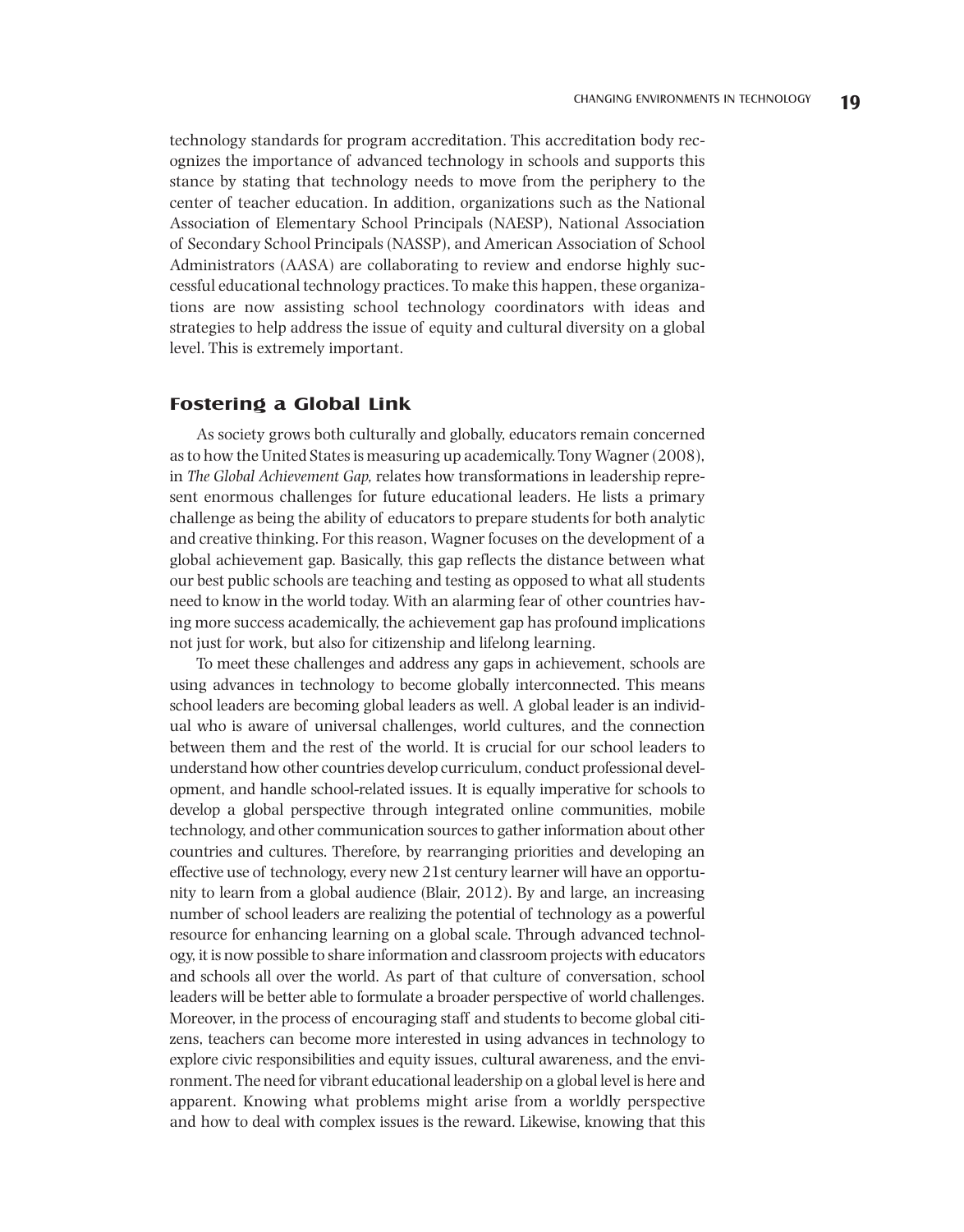technology standards for program accreditation. This accreditation body recognizes the importance of advanced technology in schools and supports this stance by stating that technology needs to move from the periphery to the center of teacher education. In addition, organizations such as the National Association of Elementary School Principals (NAESP), National Association of Secondary School Principals (NASSP), and American Association of School Administrators (AASA) are collaborating to review and endorse highly successful educational technology practices. To make this happen, these organizations are now assisting school technology coordinators with ideas and strategies to help address the issue of equity and cultural diversity on a global level. This is extremely important.

## Fostering a Global Link

As society grows both culturally and globally, educators remain concerned as to how the United States is measuring up academically. Tony Wagner (2008), in *The Global Achievement Gap,* relates how transformations in leadership represent enormous challenges for future educational leaders. He lists a primary challenge as being the ability of educators to prepare students for both analytic and creative thinking. For this reason, Wagner focuses on the development of a global achievement gap. Basically, this gap reflects the distance between what our best public schools are teaching and testing as opposed to what all students need to know in the world today. With an alarming fear of other countries having more success academically, the achievement gap has profound implications not just for work, but also for citizenship and lifelong learning.

To meet these challenges and address any gaps in achievement, schools are using advances in technology to become globally interconnected. This means school leaders are becoming global leaders as well. A global leader is an individual who is aware of universal challenges, world cultures, and the connection between them and the rest of the world. It is crucial for our school leaders to understand how other countries develop curriculum, conduct professional development, and handle school-related issues. It is equally imperative for schools to develop a global perspective through integrated online communities, mobile technology, and other communication sources to gather information about other countries and cultures. Therefore, by rearranging priorities and developing an effective use of technology, every new 21st century learner will have an opportunity to learn from a global audience (Blair, 2012). By and large, an increasing number of school leaders are realizing the potential of technology as a powerful resource for enhancing learning on a global scale. Through advanced technology, it is now possible to share information and classroom projects with educators and schools all over the world. As part of that culture of conversation, school leaders will be better able to formulate a broader perspective of world challenges. Moreover, in the process of encouraging staff and students to become global citizens, teachers can become more interested in using advances in technology to explore civic responsibilities and equity issues, cultural awareness, and the environment. The need for vibrant educational leadership on a global level is here and apparent. Knowing what problems might arise from a worldly perspective and how to deal with complex issues is the reward. Likewise, knowing that this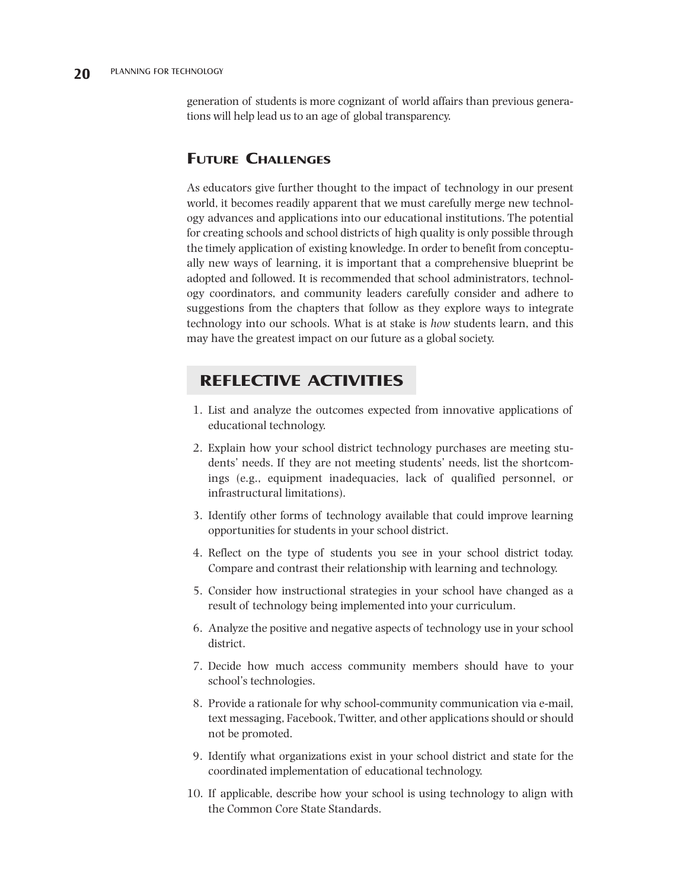generation of students is more cognizant of world affairs than previous generations will help lead us to an age of global transparency.

## Future Challenges

As educators give further thought to the impact of technology in our present world, it becomes readily apparent that we must carefully merge new technology advances and applications into our educational institutions. The potential for creating schools and school districts of high quality is only possible through the timely application of existing knowledge. In order to benefit from conceptually new ways of learning, it is important that a comprehensive blueprint be adopted and followed. It is recommended that school administrators, technology coordinators, and community leaders carefully consider and adhere to suggestions from the chapters that follow as they explore ways to integrate technology into our schools. What is at stake is *how* students learn, and this may have the greatest impact on our future as a global society.

## REFLECTIVE ACTIVITIES

1. List and analyze the outcomes expected from innovative applications of educational technology.
2. Explain how your school district technology purchases are meeting students' needs. If they are not meeting students' needs, list the shortcomings (e.g., equipment inadequacies, lack of qualified personnel, or infrastructural limitations).
3. Identify other forms of technology available that could improve learning opportunities for students in your school district.
4. Reflect on the type of students you see in your school district today. Compare and contrast their relationship with learning and technology.
5. Consider how instructional strategies in your school have changed as a result of technology being implemented into your curriculum.
6. Analyze the positive and negative aspects of technology use in your school district.
7. Decide how much access community members should have to your school's technologies.
8. Provide a rationale for why school-community communication via e-mail, text messaging, Facebook, Twitter, and other applications should or should not be promoted.
9. Identify what organizations exist in your school district and state for the coordinated implementation of educational technology.
10. If applicable, describe how your school is using technology to align with the Common Core State Standards.